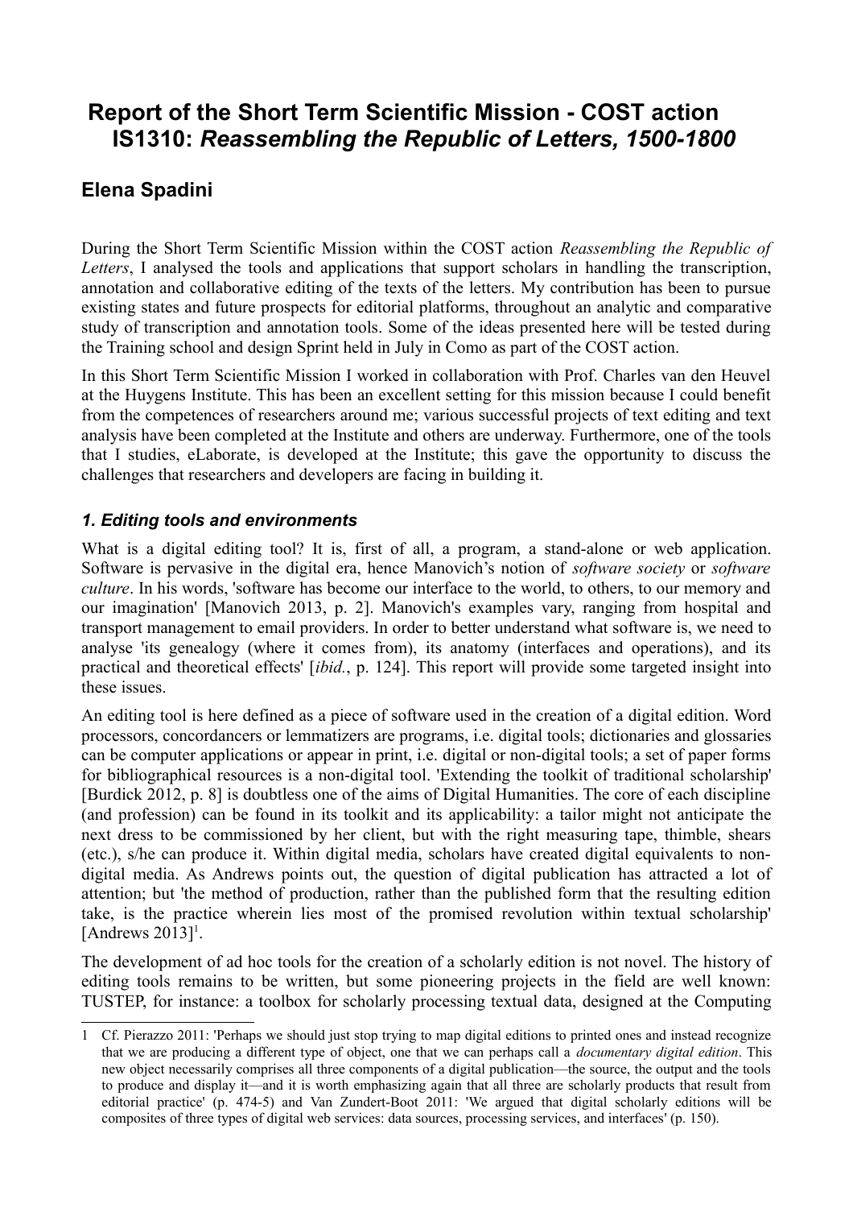# Report of the Short Term Scientific Mission - COST action IS1310: *Reassembling the Republic of Letters, 1500-1800*

## Elena Spadini

During the Short Term Scientific Mission within the COST action *Reassembling the Republic of Letters*, I analysed the tools and applications that support scholars in handling the transcription, annotation and collaborative editing of the texts of the letters. My contribution has been to pursue existing states and future prospects for editorial platforms, throughout an analytic and comparative study of transcription and annotation tools. Some of the ideas presented here will be tested during the Training school and design Sprint held in July in Como as part of the COST action.

In this Short Term Scientific Mission I worked in collaboration with Prof. Charles van den Heuvel at the Huygens Institute. This has been an excellent setting for this mission because I could benefit from the competences of researchers around me; various successful projects of text editing and text analysis have been completed at the Institute and others are underway. Furthermore, one of the tools that I studies, eLaborate, is developed at the Institute; this gave the opportunity to discuss the challenges that researchers and developers are facing in building it.

### *1. Editing tools and environments*

What is a digital editing tool? It is, first of all, a program, a stand-alone or web application. Software is pervasive in the digital era, hence Manovich's notion of *software society* or *software culture*. In his words, 'software has become our interface to the world, to others, to our memory and our imagination' [Manovich 2013, p. 2]. Manovich's examples vary, ranging from hospital and transport management to email providers. In order to better understand what software is, we need to analyse 'its genealogy (where it comes from), its anatomy (interfaces and operations), and its practical and theoretical effects' [*ibid.*, p. 124]. This report will provide some targeted insight into these issues.

An editing tool is here defined as a piece of software used in the creation of a digital edition. Word processors, concordancers or lemmatizers are programs, i.e. digital tools; dictionaries and glossaries can be computer applications or appear in print, i.e. digital or non-digital tools; a set of paper forms for bibliographical resources is a non-digital tool. 'Extending the toolkit of traditional scholarship' [Burdick 2012, p. 8] is doubtless one of the aims of Digital Humanities. The core of each discipline (and profession) can be found in its toolkit and its applicability: a tailor might not anticipate the next dress to be commissioned by her client, but with the right measuring tape, thimble, shears (etc.), s/he can produce it. Within digital media, scholars have created digital equivalents to non-digital media. As Andrews points out, the question of digital publication has attracted a lot of attention; but 'the method of production, rather than the published form that the resulting edition take, is the practice wherein lies most of the promised revolution within textual scholarship' [Andrews 2013][1].

The development of ad hoc tools for the creation of a scholarly edition is not novel. The history of editing tools remains to be written, but some pioneering projects in the field are well known: TUSTEP, for instance: a toolbox for scholarly processing textual data, designed at the Computing

---

1 Cf. Pierazzo 2011: 'Perhaps we should just stop trying to map digital editions to printed ones and instead recognize that we are producing a different type of object, one that we can perhaps call a *documentary digital edition*. This new object necessarily comprises all three components of a digital publication—the source, the output and the tools to produce and display it—and it is worth emphasizing again that all three are scholarly products that result from editorial practice' (p. 474-5) and Van Zundert-Boot 2011: 'We argued that digital scholarly editions will be composites of three types of digital web services: data sources, processing services, and interfaces' (p. 150).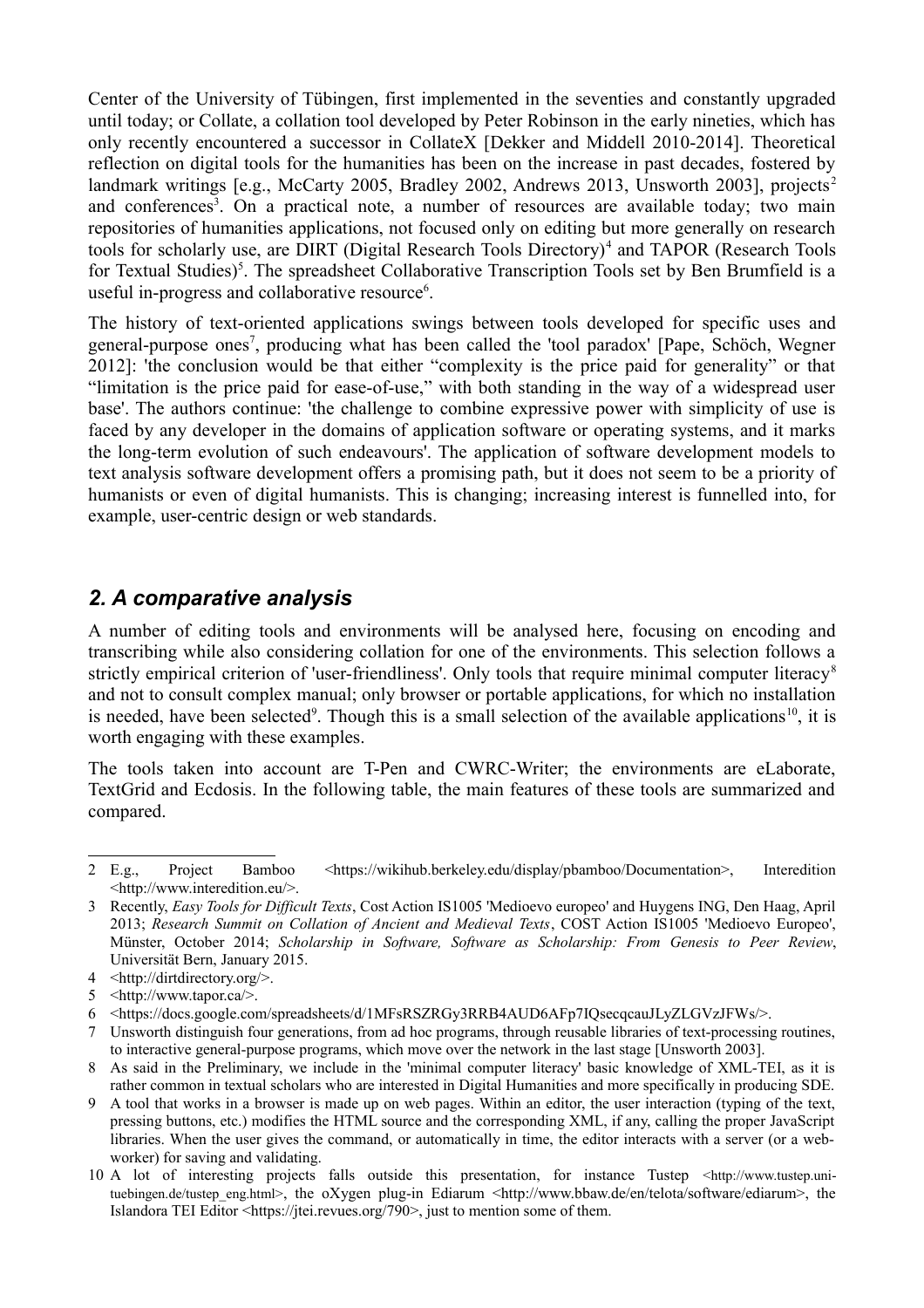Center of the University of Tübingen, first implemented in the seventies and constantly upgraded until today; or Collate, a collation tool developed by Peter Robinson in the early nineties, which has only recently encountered a successor in CollateX [Dekker and Middell 2010-2014]. Theoretical reflection on digital tools for the humanities has been on the increase in past decades, fostered by landmark writings [e.g., McCarty 2005, Bradley 2002, Andrews 2013, Unsworth 2003], projects[2] and conferences[3]. On a practical note, a number of resources are available today; two main repositories of humanities applications, not focused only on editing but more generally on research tools for scholarly use, are DIRT (Digital Research Tools Directory)[4] and TAPOR (Research Tools for Textual Studies)[5]. The spreadsheet Collaborative Transcription Tools set by Ben Brumfield is a useful in-progress and collaborative resource[6].

The history of text-oriented applications swings between tools developed for specific uses and general-purpose ones[7], producing what has been called the 'tool paradox' [Pape, Schöch, Wegner 2012]: 'the conclusion would be that either "complexity is the price paid for generality" or that "limitation is the price paid for ease-of-use," with both standing in the way of a widespread user base'. The authors continue: 'the challenge to combine expressive power with simplicity of use is faced by any developer in the domains of application software or operating systems, and it marks the long-term evolution of such endeavours'. The application of software development models to text analysis software development offers a promising path, but it does not seem to be a priority of humanists or even of digital humanists. This is changing; increasing interest is funnelled into, for example, user-centric design or web standards.

## *2. A comparative analysis*

A number of editing tools and environments will be analysed here, focusing on encoding and transcribing while also considering collation for one of the environments. This selection follows a strictly empirical criterion of 'user-friendliness'. Only tools that require minimal computer literacy[8] and not to consult complex manual; only browser or portable applications, for which no installation is needed, have been selected[9]. Though this is a small selection of the available applications[10], it is worth engaging with these examples.

The tools taken into account are T-Pen and CWRC-Writer; the environments are eLaborate, TextGrid and Ecdosis. In the following table, the main features of these tools are summarized and compared.

---

2 E.g., Project Bamboo <https://wikihub.berkeley.edu/display/pbamboo/Documentation>, Interedition <http://www.interedition.eu/>.

3 Recently, *Easy Tools for Difficult Texts*, Cost Action IS1005 'Medioevo europeo' and Huygens ING, Den Haag, April 2013; *Research Summit on Collation of Ancient and Medieval Texts*, COST Action IS1005 'Medioevo Europeo', Münster, October 2014; *Scholarship in Software, Software as Scholarship: From Genesis to Peer Review*, Universität Bern, January 2015.

4 <http://dirtdirectory.org/>.

5 <http://www.tapor.ca/>.

6 <https://docs.google.com/spreadsheets/d/1MFsRSZRGy3RRB4AUD6AFp7IQsecqcauJLyZLGVzJFWs/>.

7 Unsworth distinguish four generations, from ad hoc programs, through reusable libraries of text-processing routines, to interactive general-purpose programs, which move over the network in the last stage [Unsworth 2003].

8 As said in the Preliminary, we include in the 'minimal computer literacy' basic knowledge of XML-TEI, as it is rather common in textual scholars who are interested in Digital Humanities and more specifically in producing SDE.

9 A tool that works in a browser is made up on web pages. Within an editor, the user interaction (typing of the text, pressing buttons, etc.) modifies the HTML source and the corresponding XML, if any, calling the proper JavaScript libraries. When the user gives the command, or automatically in time, the editor interacts with a server (or a web-worker) for saving and validating.

10 A lot of interesting projects falls outside this presentation, for instance Tustep <http://www.tustep.uni-tuebingen.de/tustep_eng.html>, the oXygen plug-in Ediarum <http://www.bbaw.de/en/telota/software/ediarum>, the Islandora TEI Editor <https://jtei.revues.org/790>, just to mention some of them.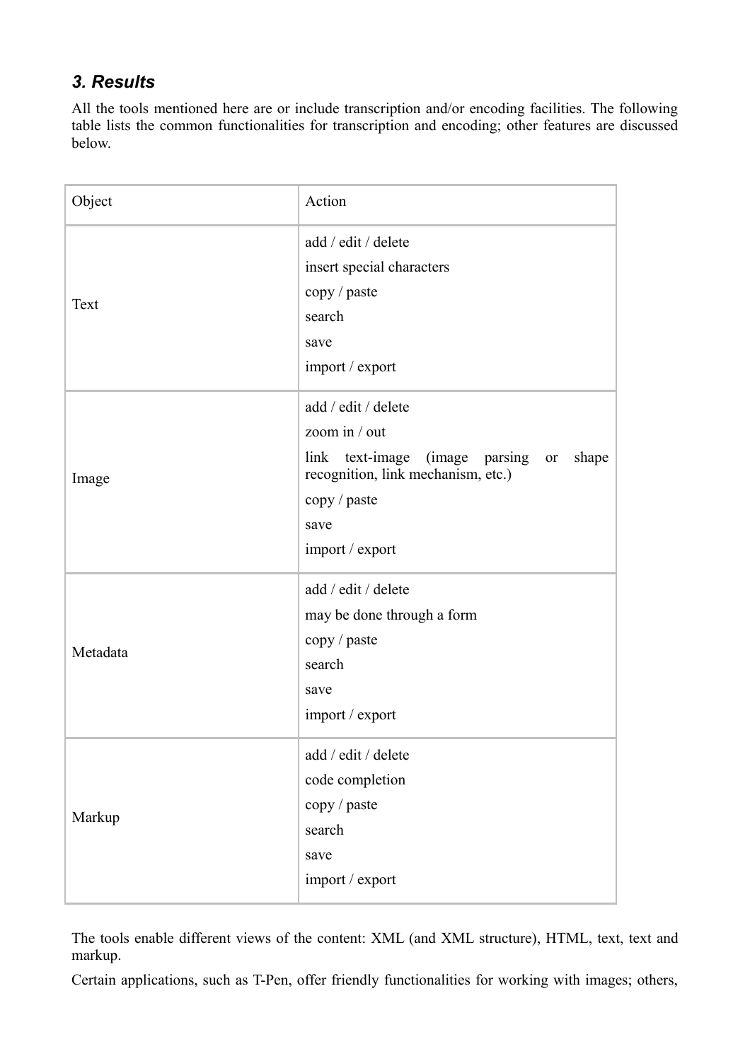### *3. Results*

All the tools mentioned here are or include transcription and/or encoding facilities. The following table lists the common functionalities for transcription and encoding; other features are discussed below.

| Object | Action |
| --- | --- |
| Text | add / edit / delete<br>insert special characters<br>copy / paste<br>search<br>save<br>import / export |
| Image | add / edit / delete<br>zoom in / out<br>link text-image (image parsing or shape recognition, link mechanism, etc.)<br>copy / paste<br>save<br>import / export |
| Metadata | add / edit / delete<br>may be done through a form<br>copy / paste<br>search<br>save<br>import / export |
| Markup | add / edit / delete<br>code completion<br>copy / paste<br>search<br>save<br>import / export |

The tools enable different views of the content: XML (and XML structure), HTML, text, text and markup.

Certain applications, such as T-Pen, offer friendly functionalities for working with images; others,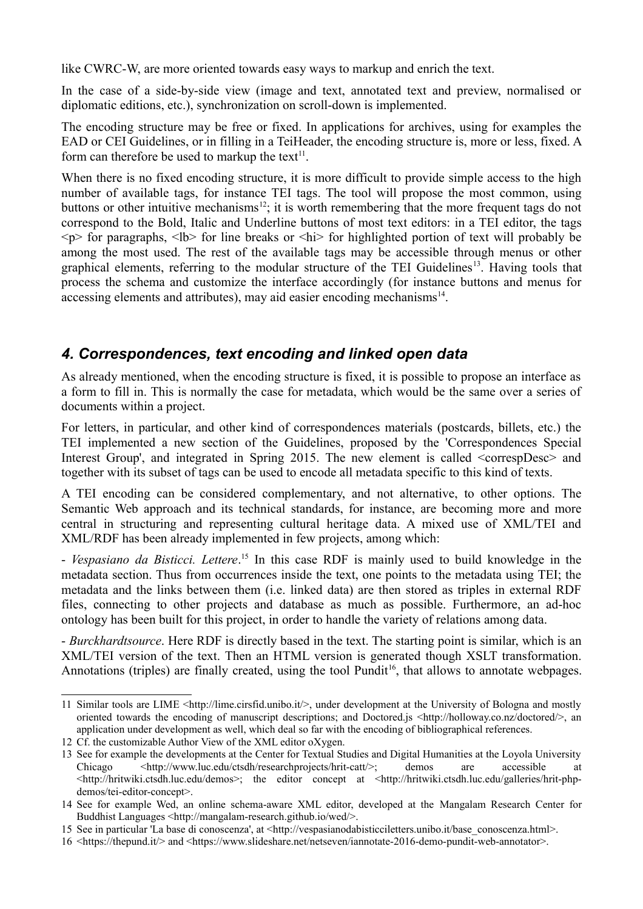like CWRC-W, are more oriented towards easy ways to markup and enrich the text.

In the case of a side-by-side view (image and text, annotated text and preview, normalised or diplomatic editions, etc.), synchronization on scroll-down is implemented.

The encoding structure may be free or fixed. In applications for archives, using for examples the EAD or CEI Guidelines, or in filling in a TeiHeader, the encoding structure is, more or less, fixed. A form can therefore be used to markup the text[11].

When there is no fixed encoding structure, it is more difficult to provide simple access to the high number of available tags, for instance TEI tags. The tool will propose the most common, using buttons or other intuitive mechanisms[12]; it is worth remembering that the more frequent tags do not correspond to the Bold, Italic and Underline buttons of most text editors: in a TEI editor, the tags <p> for paragraphs, <lb> for line breaks or <hi> for highlighted portion of text will probably be among the most used. The rest of the available tags may be accessible through menus or other graphical elements, referring to the modular structure of the TEI Guidelines[13]. Having tools that process the schema and customize the interface accordingly (for instance buttons and menus for accessing elements and attributes), may aid easier encoding mechanisms[14].

## *4. Correspondences, text encoding and linked open data*

As already mentioned, when the encoding structure is fixed, it is possible to propose an interface as a form to fill in. This is normally the case for metadata, which would be the same over a series of documents within a project.

For letters, in particular, and other kind of correspondences materials (postcards, billets, etc.) the TEI implemented a new section of the Guidelines, proposed by the 'Correspondences Special Interest Group', and integrated in Spring 2015. The new element is called <correspDesc> and together with its subset of tags can be used to encode all metadata specific to this kind of texts.

A TEI encoding can be considered complementary, and not alternative, to other options. The Semantic Web approach and its technical standards, for instance, are becoming more and more central in structuring and representing cultural heritage data. A mixed use of XML/TEI and XML/RDF has been already implemented in few projects, among which:

- *Vespasiano da Bisticci. Lettere*.[15] In this case RDF is mainly used to build knowledge in the metadata section. Thus from occurrences inside the text, one points to the metadata using TEI; the metadata and the links between them (i.e. linked data) are then stored as triples in external RDF files, connecting to other projects and database as much as possible. Furthermore, an ad-hoc ontology has been built for this project, in order to handle the variety of relations among data.

- *Burckhardtsource*. Here RDF is directly based in the text. The starting point is similar, which is an XML/TEI version of the text. Then an HTML version is generated though XSLT transformation. Annotations (triples) are finally created, using the tool Pundit[16], that allows to annotate webpages.

---

11 Similar tools are LIME <http://lime.cirsfid.unibo.it/>, under development at the University of Bologna and mostly oriented towards the encoding of manuscript descriptions; and Doctored.js <http://holloway.co.nz/doctored/>, an application under development as well, which deal so far with the encoding of bibliographical references.

12 Cf. the customizable Author View of the XML editor oXygen.

13 See for example the developments at the Center for Textual Studies and Digital Humanities at the Loyola University Chicago <http://www.luc.edu/ctsdh/researchprojects/hrit-catt/>; demos are accessible at <http://hritwiki.ctsdh.luc.edu/demos>; the editor concept at <http://hritwiki.ctsdh.luc.edu/galleries/hrit-php-demos/tei-editor-concept>.

14 See for example Wed, an online schema-aware XML editor, developed at the Mangalam Research Center for Buddhist Languages <http://mangalam-research.github.io/wed/>.

15 See in particular 'La base di conoscenza', at <http://vespasianodabisticciletters.unibo.it/base_conoscenza.html>.

16 <https://thepund.it/> and <https://www.slideshare.net/netseven/iannotate-2016-demo-pundit-web-annotator>.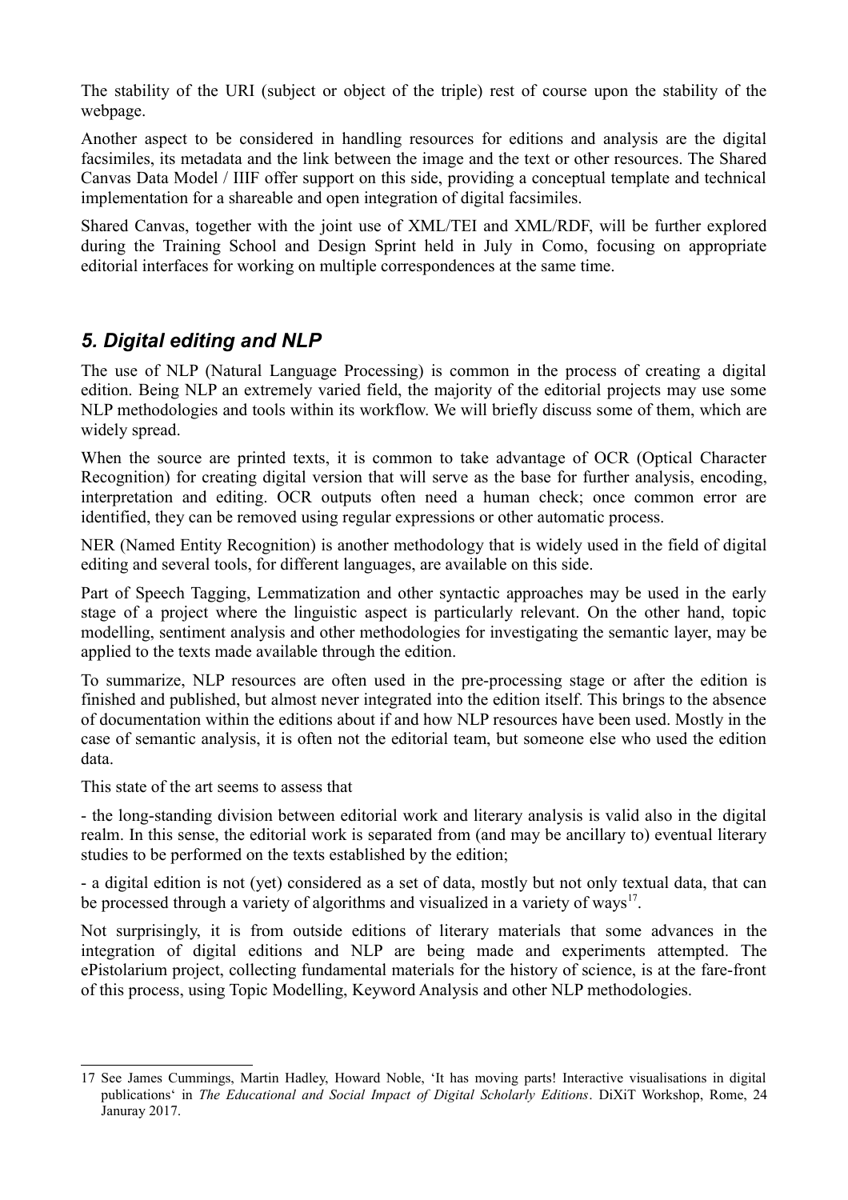The stability of the URI (subject or object of the triple) rest of course upon the stability of the webpage.

Another aspect to be considered in handling resources for editions and analysis are the digital facsimiles, its metadata and the link between the image and the text or other resources. The Shared Canvas Data Model / IIIF offer support on this side, providing a conceptual template and technical implementation for a shareable and open integration of digital facsimiles.

Shared Canvas, together with the joint use of XML/TEI and XML/RDF, will be further explored during the Training School and Design Sprint held in July in Como, focusing on appropriate editorial interfaces for working on multiple correspondences at the same time.

## *5. Digital editing and NLP*

The use of NLP (Natural Language Processing) is common in the process of creating a digital edition. Being NLP an extremely varied field, the majority of the editorial projects may use some NLP methodologies and tools within its workflow. We will briefly discuss some of them, which are widely spread.

When the source are printed texts, it is common to take advantage of OCR (Optical Character Recognition) for creating digital version that will serve as the base for further analysis, encoding, interpretation and editing. OCR outputs often need a human check; once common error are identified, they can be removed using regular expressions or other automatic process.

NER (Named Entity Recognition) is another methodology that is widely used in the field of digital editing and several tools, for different languages, are available on this side.

Part of Speech Tagging, Lemmatization and other syntactic approaches may be used in the early stage of a project where the linguistic aspect is particularly relevant. On the other hand, topic modelling, sentiment analysis and other methodologies for investigating the semantic layer, may be applied to the texts made available through the edition.

To summarize, NLP resources are often used in the pre-processing stage or after the edition is finished and published, but almost never integrated into the edition itself. This brings to the absence of documentation within the editions about if and how NLP resources have been used. Mostly in the case of semantic analysis, it is often not the editorial team, but someone else who used the edition data.

This state of the art seems to assess that

- the long-standing division between editorial work and literary analysis is valid also in the digital realm. In this sense, the editorial work is separated from (and may be ancillary to) eventual literary studies to be performed on the texts established by the edition;

- a digital edition is not (yet) considered as a set of data, mostly but not only textual data, that can be processed through a variety of algorithms and visualized in a variety of ways[17].

Not surprisingly, it is from outside editions of literary materials that some advances in the integration of digital editions and NLP are being made and experiments attempted. The ePistolarium project, collecting fundamental materials for the history of science, is at the fare-front of this process, using Topic Modelling, Keyword Analysis and other NLP methodologies.

---

17 See James Cummings, Martin Hadley, Howard Noble, 'It has moving parts! Interactive visualisations in digital publications' in *The Educational and Social Impact of Digital Scholarly Editions*. DiXiT Workshop, Rome, 24 Januray 2017.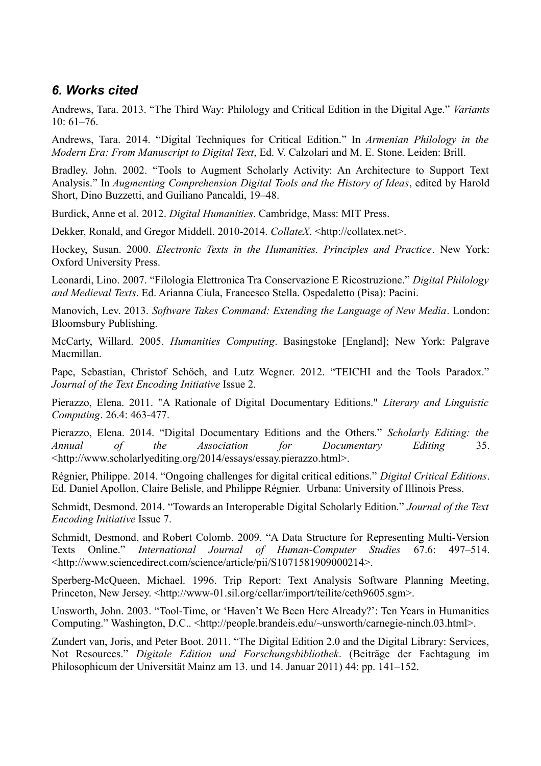## *6. Works cited*

Andrews, Tara. 2013. "The Third Way: Philology and Critical Edition in the Digital Age." *Variants* 10: 61–76.

Andrews, Tara. 2014. "Digital Techniques for Critical Edition." In *Armenian Philology in the Modern Era: From Manuscript to Digital Text*, Ed. V. Calzolari and M. E. Stone. Leiden: Brill.

Bradley, John. 2002. "Tools to Augment Scholarly Activity: An Architecture to Support Text Analysis." In *Augmenting Comprehension Digital Tools and the History of Ideas*, edited by Harold Short, Dino Buzzetti, and Guiliano Pancaldi, 19–48.

Burdick, Anne et al. 2012. *Digital Humanities*. Cambridge, Mass: MIT Press.

Dekker, Ronald, and Gregor Middell. 2010-2014. *CollateX*. <http://collatex.net>.

Hockey, Susan. 2000. *Electronic Texts in the Humanities. Principles and Practice*. New York: Oxford University Press.

Leonardi, Lino. 2007. "Filologia Elettronica Tra Conservazione E Ricostruzione." *Digital Philology and Medieval Texts*. Ed. Arianna Ciula, Francesco Stella. Ospedaletto (Pisa): Pacini.

Manovich, Lev. 2013. *Software Takes Command: Extending the Language of New Media*. London: Bloomsbury Publishing.

McCarty, Willard. 2005. *Humanities Computing*. Basingstoke [England]; New York: Palgrave Macmillan.

Pape, Sebastian, Christof Schöch, and Lutz Wegner. 2012. "TEICHI and the Tools Paradox." *Journal of the Text Encoding Initiative* Issue 2.

Pierazzo, Elena. 2011. "A Rationale of Digital Documentary Editions." *Literary and Linguistic Computing*. 26.4: 463-477.

Pierazzo, Elena. 2014. "Digital Documentary Editions and the Others." *Scholarly Editing: the Annual of the Association for Documentary Editing* 35. <http://www.scholarlyediting.org/2014/essays/essay.pierazzo.html>.

Régnier, Philippe. 2014. "Ongoing challenges for digital critical editions." *Digital Critical Editions*. Ed. Daniel Apollon, Claire Belisle, and Philippe Régnier. Urbana: University of Illinois Press.

Schmidt, Desmond. 2014. "Towards an Interoperable Digital Scholarly Edition." *Journal of the Text Encoding Initiative* Issue 7.

Schmidt, Desmond, and Robert Colomb. 2009. "A Data Structure for Representing Multi-Version Texts Online." *International Journal of Human-Computer Studies* 67.6: 497–514. <http://www.sciencedirect.com/science/article/pii/S1071581909000214>.

Sperberg-McQueen, Michael. 1996. Trip Report: Text Analysis Software Planning Meeting, Princeton, New Jersey. <http://www-01.sil.org/cellar/import/teilite/ceth9605.sgm>.

Unsworth, John. 2003. "Tool-Time, or 'Haven't We Been Here Already?': Ten Years in Humanities Computing." Washington, D.C.. <http://people.brandeis.edu/~unsworth/carnegie-ninch.03.html>.

Zundert van, Joris, and Peter Boot. 2011. "The Digital Edition 2.0 and the Digital Library: Services, Not Resources." *Digitale Edition und Forschungsbibliothek*. (Beiträge der Fachtagung im Philosophicum der Universität Mainz am 13. und 14. Januar 2011) 44: pp. 141–152.